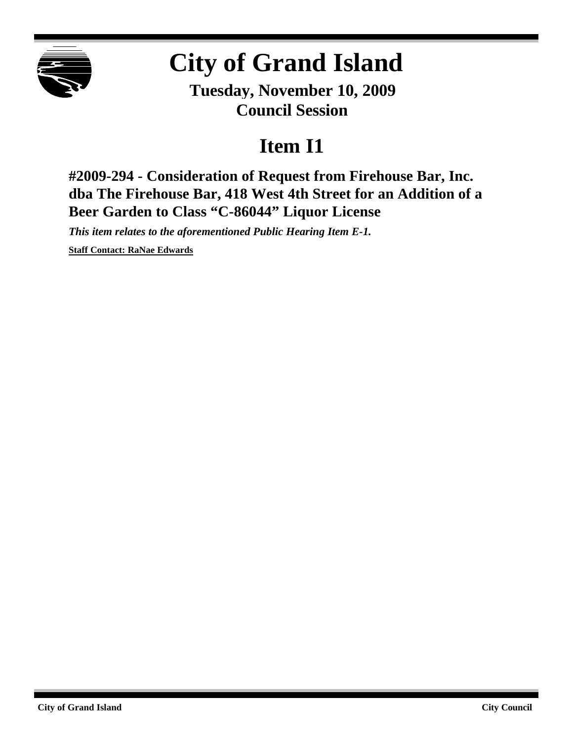# City of Grand Island

**Tuesday, November 10, 2009**
**Council Session**

## Item I1

### #2009-294 - Consideration of Request from Firehouse Bar, Inc. dba The Firehouse Bar, 418 West 4th Street for an Addition of a Beer Garden to Class "C-86044" Liquor License

***This item relates to the aforementioned Public Hearing Item E-1.***

**Staff Contact: RaNae Edwards**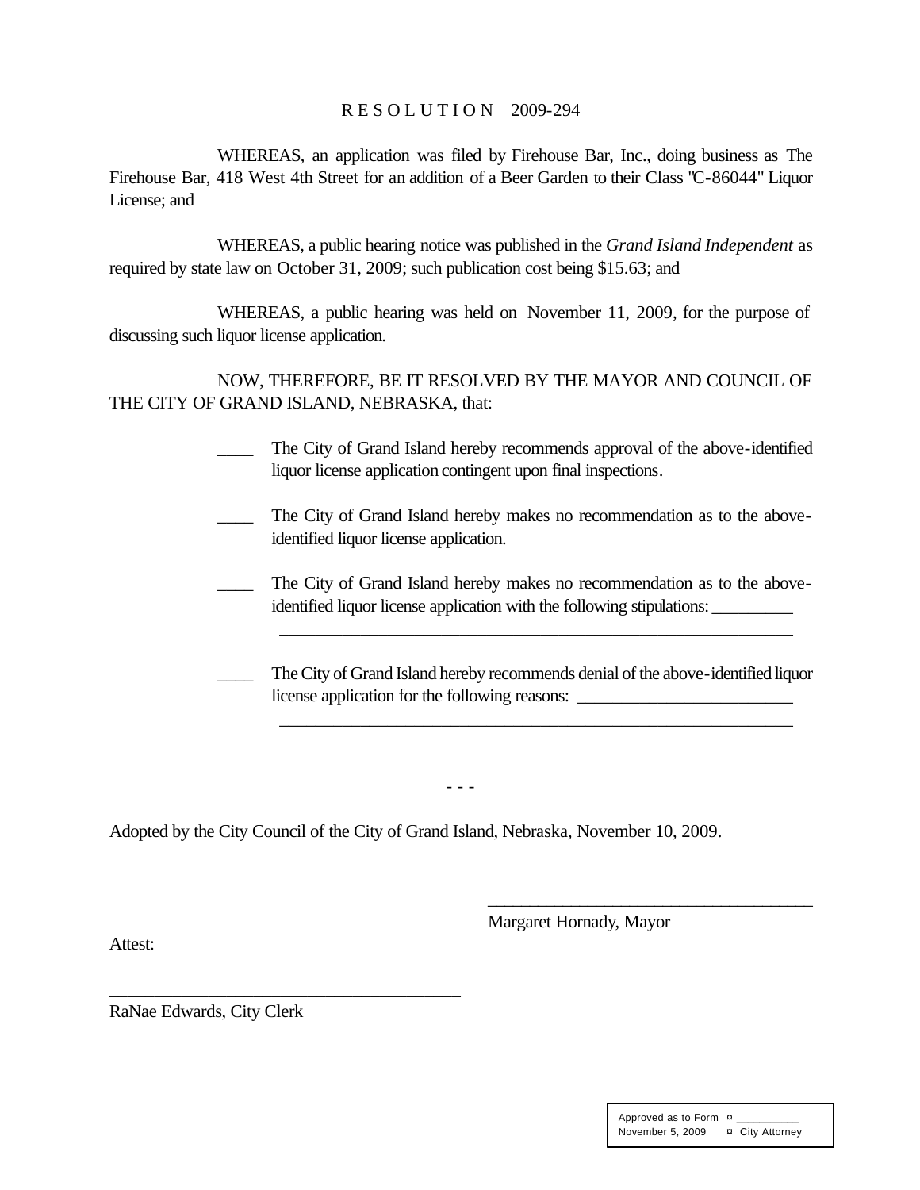# R E S O L U T I O N 2009-294

WHEREAS, an application was filed by Firehouse Bar, Inc., doing business as The Firehouse Bar, 418 West 4th Street for an addition of a Beer Garden to their Class "C-86044" Liquor License; and

WHEREAS, a public hearing notice was published in the *Grand Island Independent* as required by state law on October 31, 2009; such publication cost being $15.63; and

WHEREAS, a public hearing was held on November 11, 2009, for the purpose of discussing such liquor license application.

NOW, THEREFORE, BE IT RESOLVED BY THE MAYOR AND COUNCIL OF THE CITY OF GRAND ISLAND, NEBRASKA, that:

____ The City of Grand Island hereby recommends approval of the above-identified liquor license application contingent upon final inspections.

____ The City of Grand Island hereby makes no recommendation as to the above-identified liquor license application.

____ The City of Grand Island hereby makes no recommendation as to the above-identified liquor license application with the following stipulations: _________
_____________________________________________________________

____ The City of Grand Island hereby recommends denial of the above-identified liquor license application for the following reasons: ________________________
_____________________________________________________________

- - -

Adopted by the City Council of the City of Grand Island, Nebraska, November 10, 2009.

_____________________________________
Margaret Hornady, Mayor

Attest:

_______________________________________
RaNae Edwards, City Clerk

Approved as to Form ¤ __________
November 5, 2009 ¤ City Attorney